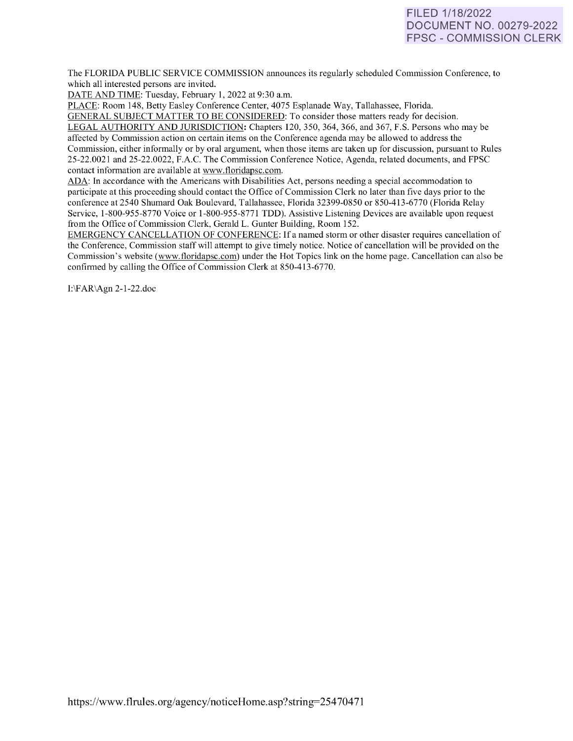FILED 1/18/2022
DOCUMENT NO. 00279-2022
FPSC - COMMISSION CLERK

The FLORIDA PUBLIC SERVICE COMMISSION announces its regularly scheduled Commission Conference, to which all interested persons are invited.

DATE AND TIME: Tuesday, February 1, 2022 at 9:30 a.m.

PLACE: Room 148, Betty Easley Conference Center, 4075 Esplanade Way, Tallahassee, Florida.

GENERAL SUBJECT MATTER TO BE CONSIDERED: To consider those matters ready for decision.

LEGAL AUTHORITY AND JURISDICTION: Chapters 120, 350, 364, 366, and 367, F.S. Persons who may be affected by Commission action on certain items on the Conference agenda may be allowed to address the Commission, either informally or by oral argument, when those items are taken up for discussion, pursuant to Rules 25-22.0021 and 25-22.0022, F.A.C. The Commission Conference Notice, Agenda, related documents, and FPSC contact information are available at www.floridapsc.com.

ADA: In accordance with the Americans with Disabilities Act, persons needing a special accommodation to participate at this proceeding should contact the Office of Commission Clerk no later than five days prior to the conference at 2540 Shumard Oak Boulevard, Tallahassee, Florida 32399-0850 or 850-413-6770 (Florida Relay Service, 1-800-955-8770 Voice or 1-800-955-8771 TDD). Assistive Listening Devices are available upon request from the Office of Commission Clerk, Gerald L. Gunter Building, Room 152.

EMERGENCY CANCELLATION OF CONFERENCE: If a named storm or other disaster requires cancellation of the Conference, Commission staff will attempt to give timely notice. Notice of cancellation will be provided on the Commission's website (www.floridapsc.com) under the Hot Topics link on the home page. Cancellation can also be confirmed by calling the Office of Commission Clerk at 850-413-6770.

I:\FAR\Agn 2-1-22.doc

https://www.flrules.org/agency/noticeHome.asp?string=25470471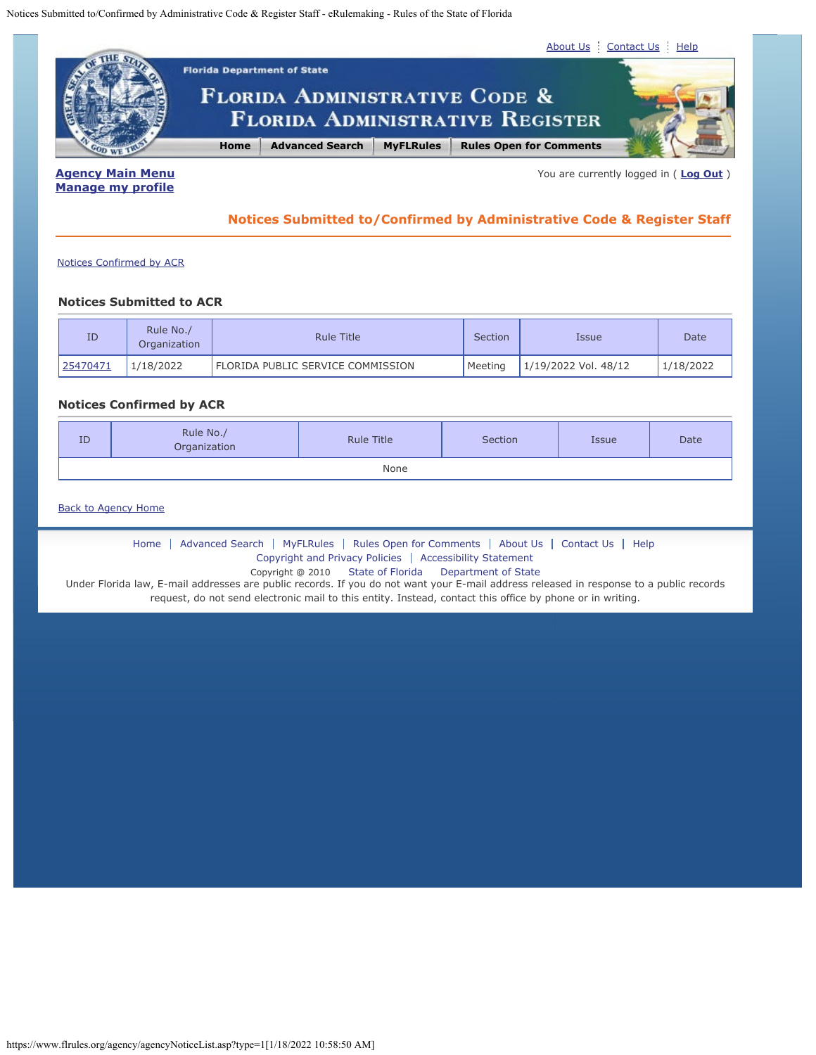About Us | Contact Us | Help

Florida Department of State

# FLORIDA ADMINISTRATIVE CODE & FLORIDA ADMINISTRATIVE REGISTER

Home | Advanced Search | MyFLRules | Rules Open for Comments

**Agency Main Menu**
**Manage my profile**

You are currently logged in ( **Log Out** )

## Notices Submitted to/Confirmed by Administrative Code & Register Staff

Notices Confirmed by ACR

### Notices Submitted to ACR

| ID | Rule No./ Organization | Rule Title | Section | Issue | Date |
|---|---|---|---|---|---|
| 25470471 | 1/18/2022 | FLORIDA PUBLIC SERVICE COMMISSION | Meeting | 1/19/2022 Vol. 48/12 | 1/18/2022 |

### Notices Confirmed by ACR

| ID | Rule No./ Organization | Rule Title | Section | Issue | Date |
|---|---|---|---|---|---|
| None | | | | | |

Back to Agency Home

Home | Advanced Search | MyFLRules | Rules Open for Comments | About Us | Contact Us | Help
Copyright and Privacy Policies | Accessibility Statement
Copyright @ 2010 State of Florida Department of State
Under Florida law, E-mail addresses are public records. If you do not want your E-mail address released in response to a public records request, do not send electronic mail to this entity. Instead, contact this office by phone or in writing.